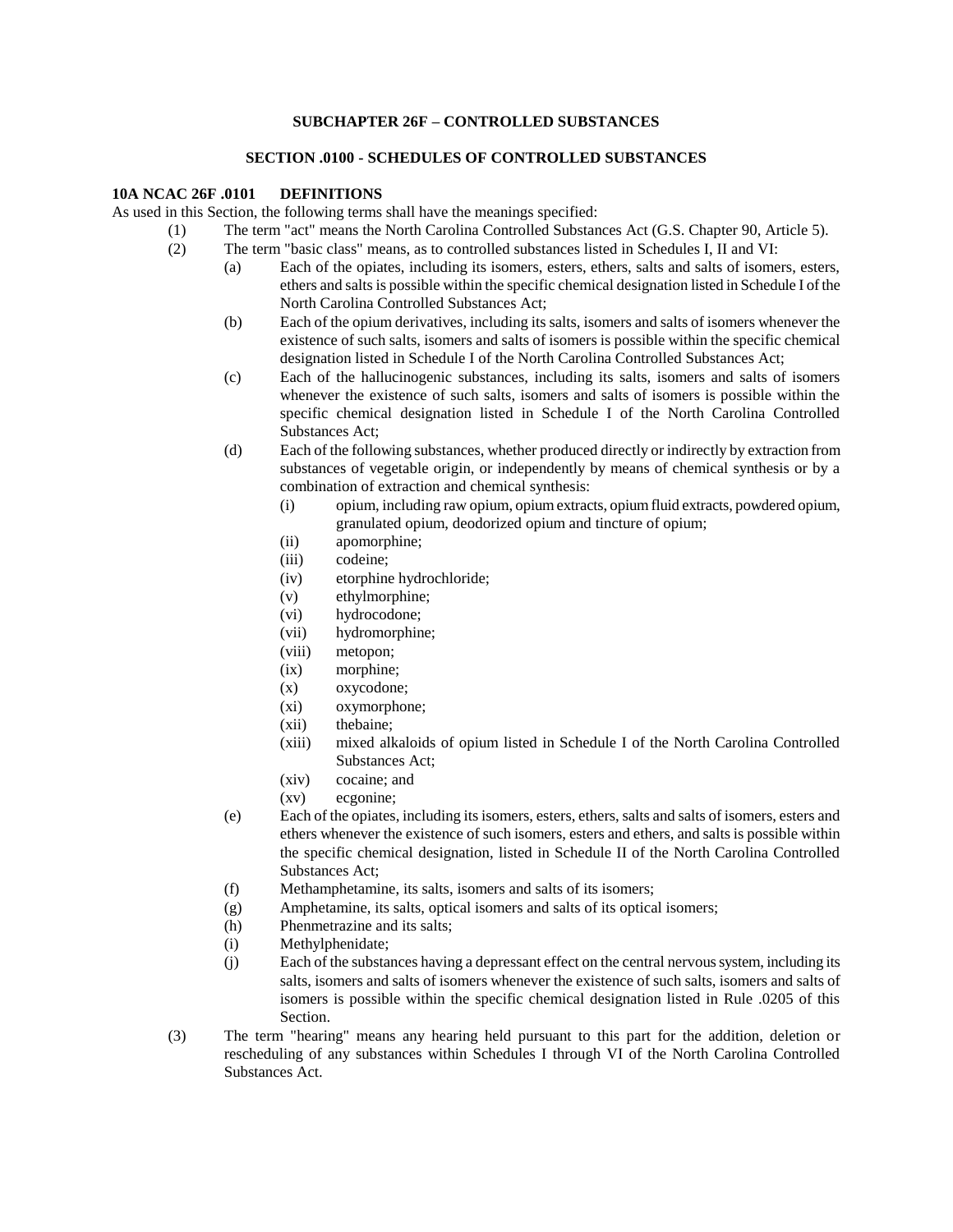## SUBCHAPTER 26F – CONTROLLED SUBSTANCES

### SECTION .0100 - SCHEDULES OF CONTROLLED SUBSTANCES

**10A NCAC 26F .0101 DEFINITIONS**

As used in this Section, the following terms shall have the meanings specified:

(1) The term "act" means the North Carolina Controlled Substances Act (G.S. Chapter 90, Article 5).

(2) The term "basic class" means, as to controlled substances listed in Schedules I, II and VI:

(a) Each of the opiates, including its isomers, esters, ethers, salts and salts of isomers, esters, ethers and salts is possible within the specific chemical designation listed in Schedule I of the North Carolina Controlled Substances Act;

(b) Each of the opium derivatives, including its salts, isomers and salts of isomers whenever the existence of such salts, isomers and salts of isomers is possible within the specific chemical designation listed in Schedule I of the North Carolina Controlled Substances Act;

(c) Each of the hallucinogenic substances, including its salts, isomers and salts of isomers whenever the existence of such salts, isomers and salts of isomers is possible within the specific chemical designation listed in Schedule I of the North Carolina Controlled Substances Act;

(d) Each of the following substances, whether produced directly or indirectly by extraction from substances of vegetable origin, or independently by means of chemical synthesis or by a combination of extraction and chemical synthesis:

(i) opium, including raw opium, opium extracts, opium fluid extracts, powdered opium, granulated opium, deodorized opium and tincture of opium;

(ii) apomorphine;

(iii) codeine;

(iv) etorphine hydrochloride;

(v) ethylmorphine;

(vi) hydrocodone;

(vii) hydromorphine;

(viii) metopon;

(ix) morphine;

(x) oxycodone;

(xi) oxymorphone;

(xii) thebaine;

(xiii) mixed alkaloids of opium listed in Schedule I of the North Carolina Controlled Substances Act;

(xiv) cocaine; and

(xv) ecgonine;

(e) Each of the opiates, including its isomers, esters, ethers, salts and salts of isomers, esters and ethers whenever the existence of such isomers, esters and ethers, and salts is possible within the specific chemical designation, listed in Schedule II of the North Carolina Controlled Substances Act;

(f) Methamphetamine, its salts, isomers and salts of its isomers;

(g) Amphetamine, its salts, optical isomers and salts of its optical isomers;

(h) Phenmetrazine and its salts;

(i) Methylphenidate;

(j) Each of the substances having a depressant effect on the central nervous system, including its salts, isomers and salts of isomers whenever the existence of such salts, isomers and salts of isomers is possible within the specific chemical designation listed in Rule .0205 of this Section.

(3) The term "hearing" means any hearing held pursuant to this part for the addition, deletion or rescheduling of any substances within Schedules I through VI of the North Carolina Controlled Substances Act.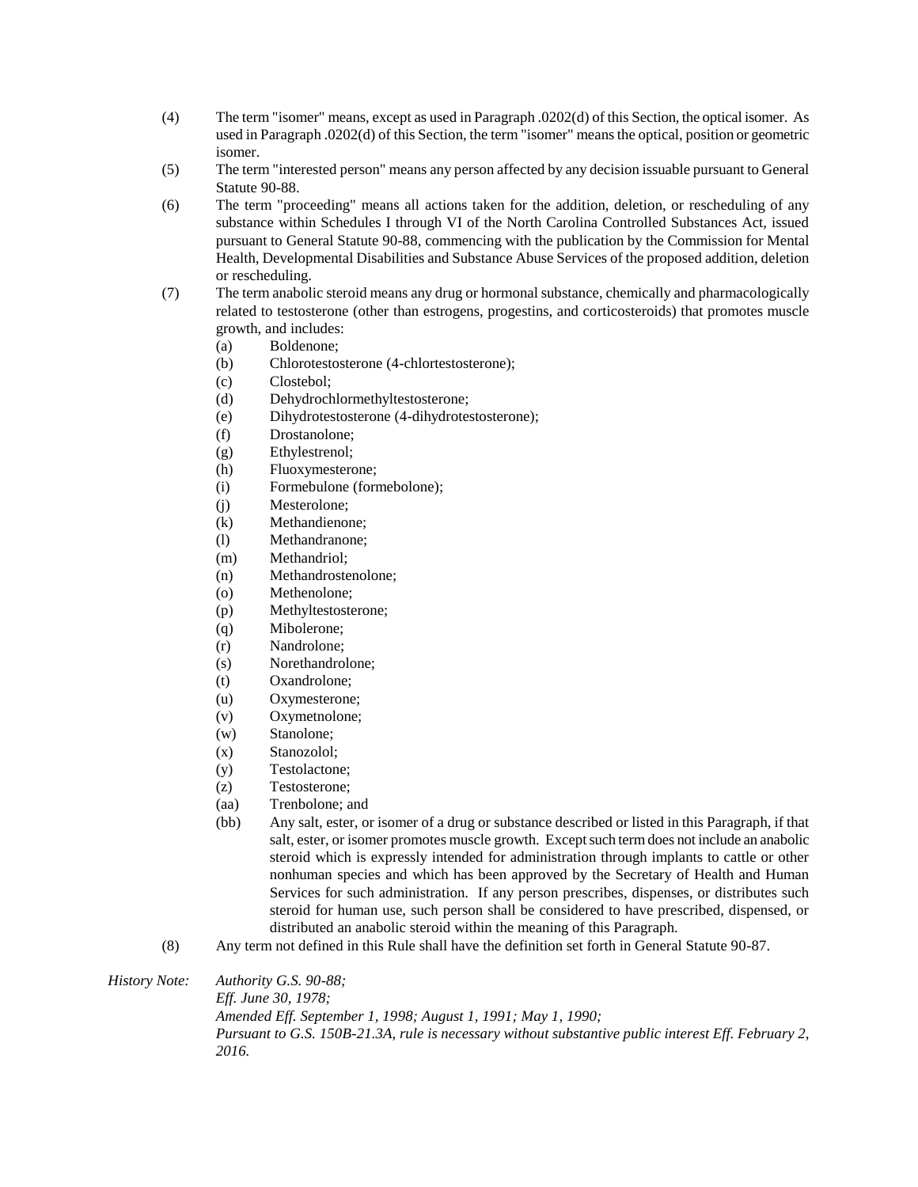(4) The term "isomer" means, except as used in Paragraph .0202(d) of this Section, the optical isomer. As used in Paragraph .0202(d) of this Section, the term "isomer" means the optical, position or geometric isomer.

(5) The term "interested person" means any person affected by any decision issuable pursuant to General Statute 90-88.

(6) The term "proceeding" means all actions taken for the addition, deletion, or rescheduling of any substance within Schedules I through VI of the North Carolina Controlled Substances Act, issued pursuant to General Statute 90-88, commencing with the publication by the Commission for Mental Health, Developmental Disabilities and Substance Abuse Services of the proposed addition, deletion or rescheduling.

(7) The term anabolic steroid means any drug or hormonal substance, chemically and pharmacologically related to testosterone (other than estrogens, progestins, and corticosteroids) that promotes muscle growth, and includes:

- (a) Boldenone;
- (b) Chlorotestosterone (4-chlortestosterone);
- (c) Clostebol;
- (d) Dehydrochlormethyltestosterone;
- (e) Dihydrotestosterone (4-dihydrotestosterone);
- (f) Drostanolone;
- (g) Ethylestrenol;
- (h) Fluoxymesterone;
- (i) Formebulone (formebolone);
- (j) Mesterolone;
- (k) Methandienone;
- (l) Methandranone;
- (m) Methandriol;
- (n) Methandrostenolone;
- (o) Methenolone;
- (p) Methyltestosterone;
- (q) Mibolerone;
- (r) Nandrolone;
- (s) Norethandrolone;
- (t) Oxandrolone;
- (u) Oxymesterone;
- (v) Oxymetnolone;
- (w) Stanolone;
- (x) Stanozolol;
- (y) Testolactone;
- (z) Testosterone;
- (aa) Trenbolone; and
- (bb) Any salt, ester, or isomer of a drug or substance described or listed in this Paragraph, if that salt, ester, or isomer promotes muscle growth. Except such term does not include an anabolic steroid which is expressly intended for administration through implants to cattle or other nonhuman species and which has been approved by the Secretary of Health and Human Services for such administration. If any person prescribes, dispenses, or distributes such steroid for human use, such person shall be considered to have prescribed, dispensed, or distributed an anabolic steroid within the meaning of this Paragraph.

(8) Any term not defined in this Rule shall have the definition set forth in General Statute 90-87.

*History Note:* *Authority G.S. 90-88;*
*Eff. June 30, 1978;*
*Amended Eff. September 1, 1998; August 1, 1991; May 1, 1990;*
*Pursuant to G.S. 150B-21.3A, rule is necessary without substantive public interest Eff. February 2, 2016.*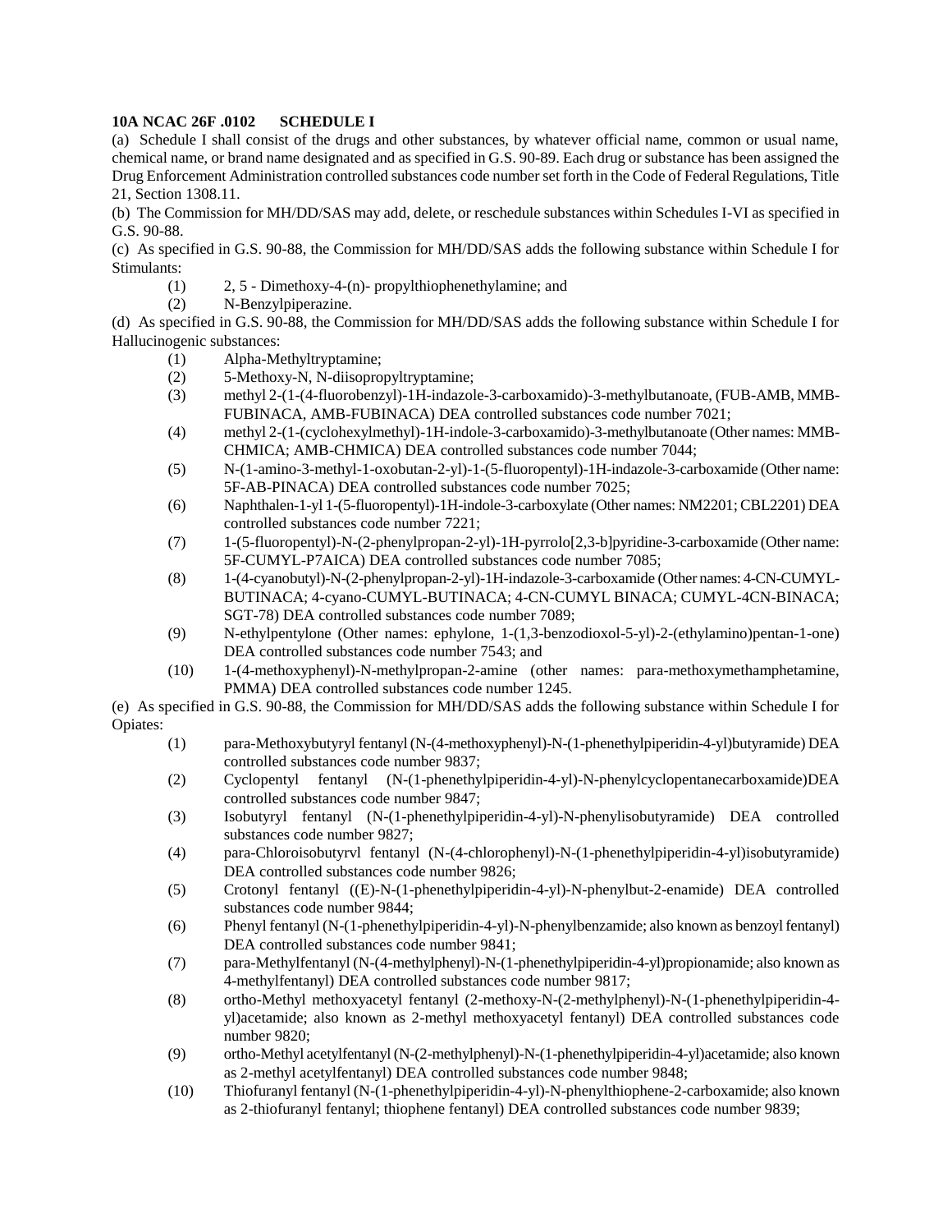**10A NCAC 26F .0102 SCHEDULE I**

(a) Schedule I shall consist of the drugs and other substances, by whatever official name, common or usual name, chemical name, or brand name designated and as specified in G.S. 90-89. Each drug or substance has been assigned the Drug Enforcement Administration controlled substances code number set forth in the Code of Federal Regulations, Title 21, Section 1308.11.

(b) The Commission for MH/DD/SAS may add, delete, or reschedule substances within Schedules I-VI as specified in G.S. 90-88.

(c) As specified in G.S. 90-88, the Commission for MH/DD/SAS adds the following substance within Schedule I for Stimulants:

(1) 2, 5 - Dimethoxy-4-(n)- propylthiophenethylamine; and

(2) N-Benzylpiperazine.

(d) As specified in G.S. 90-88, the Commission for MH/DD/SAS adds the following substance within Schedule I for Hallucinogenic substances:

(1) Alpha-Methyltryptamine;

(2) 5-Methoxy-N, N-diisopropyltryptamine;

(3) methyl 2-(1-(4-fluorobenzyl)-1H-indazole-3-carboxamido)-3-methylbutanoate, (FUB-AMB, MMB-FUBINACA, AMB-FUBINACA) DEA controlled substances code number 7021;

(4) methyl 2-(1-(cyclohexylmethyl)-1H-indole-3-carboxamido)-3-methylbutanoate (Other names: MMB-CHMICA; AMB-CHMICA) DEA controlled substances code number 7044;

(5) N-(1-amino-3-methyl-1-oxobutan-2-yl)-1-(5-fluoropentyl)-1H-indazole-3-carboxamide (Other name: 5F-AB-PINACA) DEA controlled substances code number 7025;

(6) Naphthalen-1-yl 1-(5-fluoropentyl)-1H-indole-3-carboxylate (Other names: NM2201; CBL2201) DEA controlled substances code number 7221;

(7) 1-(5-fluoropentyl)-N-(2-phenylpropan-2-yl)-1H-pyrrolo[2,3-b]pyridine-3-carboxamide (Other name: 5F-CUMYL-P7AICA) DEA controlled substances code number 7085;

(8) 1-(4-cyanobutyl)-N-(2-phenylpropan-2-yl)-1H-indazole-3-carboxamide (Other names: 4-CN-CUMYL-BUTINACA; 4-cyano-CUMYL-BUTINACA; 4-CN-CUMYL BINACA; CUMYL-4CN-BINACA; SGT-78) DEA controlled substances code number 7089;

(9) N-ethylpentylone (Other names: ephylone, 1-(1,3-benzodioxol-5-yl)-2-(ethylamino)pentan-1-one) DEA controlled substances code number 7543; and

(10) 1-(4-methoxyphenyl)-N-methylpropan-2-amine (other names: para-methoxymethamphetamine, PMMA) DEA controlled substances code number 1245.

(e) As specified in G.S. 90-88, the Commission for MH/DD/SAS adds the following substance within Schedule I for Opiates:

(1) para-Methoxybutyryl fentanyl (N-(4-methoxyphenyl)-N-(1-phenethylpiperidin-4-yl)butyramide) DEA controlled substances code number 9837;

(2) Cyclopentyl fentanyl (N-(1-phenethylpiperidin-4-yl)-N-phenylcyclopentanecarboxamide)DEA controlled substances code number 9847;

(3) Isobutyryl fentanyl (N-(1-phenethylpiperidin-4-yl)-N-phenylisobutyramide) DEA controlled substances code number 9827;

(4) para-Chloroisobutyrvl fentanyl (N-(4-chlorophenyl)-N-(1-phenethylpiperidin-4-yl)isobutyramide) DEA controlled substances code number 9826;

(5) Crotonyl fentanyl ((E)-N-(1-phenethylpiperidin-4-yl)-N-phenylbut-2-enamide) DEA controlled substances code number 9844;

(6) Phenyl fentanyl (N-(1-phenethylpiperidin-4-yl)-N-phenylbenzamide; also known as benzoyl fentanyl) DEA controlled substances code number 9841;

(7) para-Methylfentanyl (N-(4-methylphenyl)-N-(1-phenethylpiperidin-4-yl)propionamide; also known as 4-methylfentanyl) DEA controlled substances code number 9817;

(8) ortho-Methyl methoxyacetyl fentanyl (2-methoxy-N-(2-methylphenyl)-N-(1-phenethylpiperidin-4-yl)acetamide; also known as 2-methyl methoxyacetyl fentanyl) DEA controlled substances code number 9820;

(9) ortho-Methyl acetylfentanyl (N-(2-methylphenyl)-N-(1-phenethylpiperidin-4-yl)acetamide; also known as 2-methyl acetylfentanyl) DEA controlled substances code number 9848;

(10) Thiofuranyl fentanyl (N-(1-phenethylpiperidin-4-yl)-N-phenylthiophene-2-carboxamide; also known as 2-thiofuranyl fentanyl; thiophene fentanyl) DEA controlled substances code number 9839;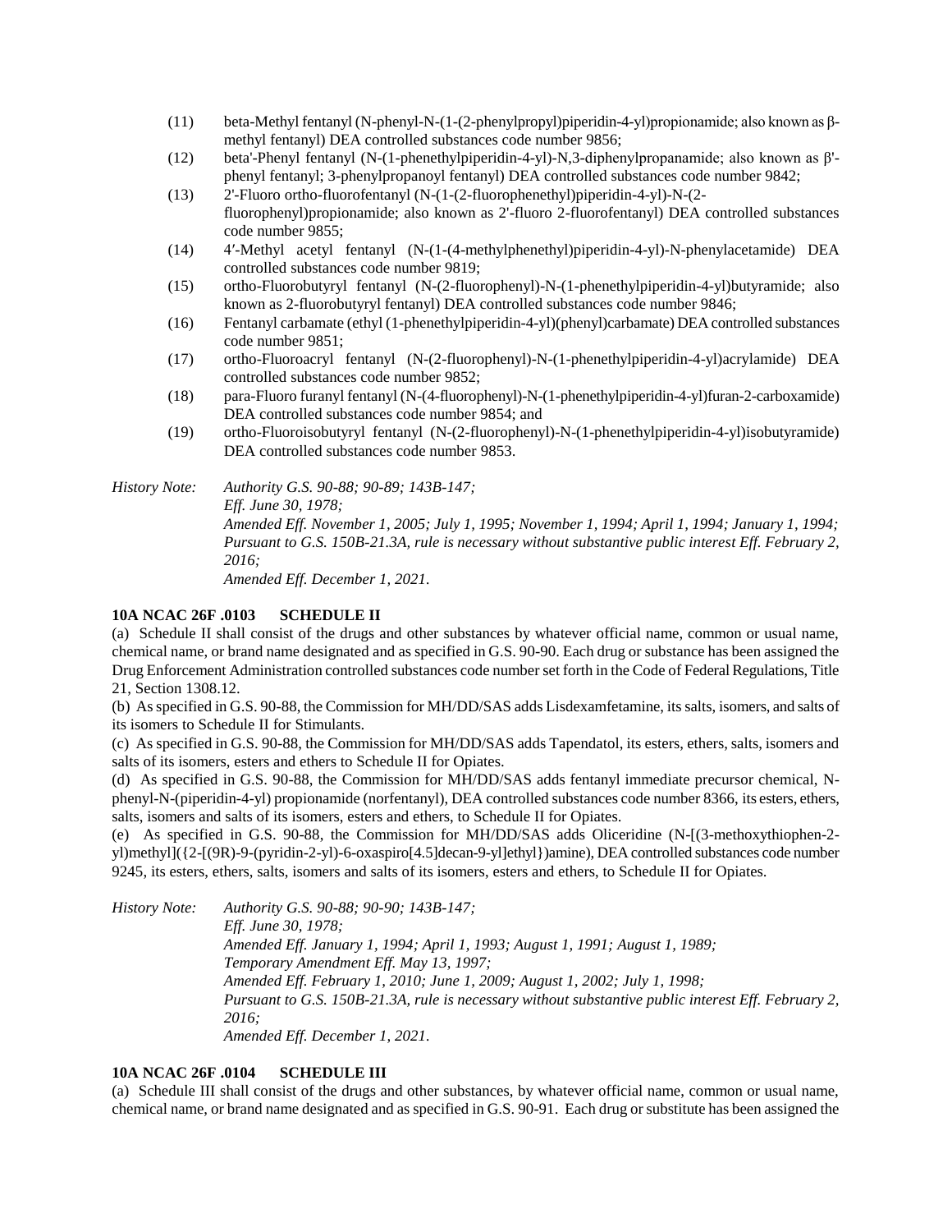(11) beta-Methyl fentanyl (N-phenyl-N-(1-(2-phenylpropyl)piperidin-4-yl)propionamide; also known as β-methyl fentanyl) DEA controlled substances code number 9856;

(12) beta'-Phenyl fentanyl (N-(1-phenethylpiperidin-4-yl)-N,3-diphenylpropanamide; also known as β'-phenyl fentanyl; 3-phenylpropanoyl fentanyl) DEA controlled substances code number 9842;

(13) 2'-Fluoro ortho-fluorofentanyl (N-(1-(2-fluorophenethyl)piperidin-4-yl)-N-(2-fluorophenyl)propionamide; also known as 2'-fluoro 2-fluorofentanyl) DEA controlled substances code number 9855;

(14) 4′-Methyl acetyl fentanyl (N-(1-(4-methylphenethyl)piperidin-4-yl)-N-phenylacetamide) DEA controlled substances code number 9819;

(15) ortho-Fluorobutyryl fentanyl (N-(2-fluorophenyl)-N-(1-phenethylpiperidin-4-yl)butyramide; also known as 2-fluorobutyryl fentanyl) DEA controlled substances code number 9846;

(16) Fentanyl carbamate (ethyl (1-phenethylpiperidin-4-yl)(phenyl)carbamate) DEA controlled substances code number 9851;

(17) ortho-Fluoroacryl fentanyl (N-(2-fluorophenyl)-N-(1-phenethylpiperidin-4-yl)acrylamide) DEA controlled substances code number 9852;

(18) para-Fluoro furanyl fentanyl (N-(4-fluorophenyl)-N-(1-phenethylpiperidin-4-yl)furan-2-carboxamide) DEA controlled substances code number 9854; and

(19) ortho-Fluoroisobutyryl fentanyl (N-(2-fluorophenyl)-N-(1-phenethylpiperidin-4-yl)isobutyramide) DEA controlled substances code number 9853.

*History Note: Authority G.S. 90-88; 90-89; 143B-147;*
*Eff. June 30, 1978;*
*Amended Eff. November 1, 2005; July 1, 1995; November 1, 1994; April 1, 1994; January 1, 1994;*
*Pursuant to G.S. 150B-21.3A, rule is necessary without substantive public interest Eff. February 2, 2016;*
*Amended Eff. December 1, 2021.*

**10A NCAC 26F .0103 SCHEDULE II**

(a) Schedule II shall consist of the drugs and other substances by whatever official name, common or usual name, chemical name, or brand name designated and as specified in G.S. 90-90. Each drug or substance has been assigned the Drug Enforcement Administration controlled substances code number set forth in the Code of Federal Regulations, Title 21, Section 1308.12.

(b) As specified in G.S. 90-88, the Commission for MH/DD/SAS adds Lisdexamfetamine, its salts, isomers, and salts of its isomers to Schedule II for Stimulants.

(c) As specified in G.S. 90-88, the Commission for MH/DD/SAS adds Tapendatol, its esters, ethers, salts, isomers and salts of its isomers, esters and ethers to Schedule II for Opiates.

(d) As specified in G.S. 90-88, the Commission for MH/DD/SAS adds fentanyl immediate precursor chemical, N-phenyl-N-(piperidin-4-yl) propionamide (norfentanyl), DEA controlled substances code number 8366, its esters, ethers, salts, isomers and salts of its isomers, esters and ethers, to Schedule II for Opiates.

(e) As specified in G.S. 90-88, the Commission for MH/DD/SAS adds Oliceridine (N-[(3-methoxythiophen-2-yl)methyl]({2-[(9R)-9-(pyridin-2-yl)-6-oxaspiro[4.5]decan-9-yl]ethyl})amine), DEA controlled substances code number 9245, its esters, ethers, salts, isomers and salts of its isomers, esters and ethers, to Schedule II for Opiates.

*History Note: Authority G.S. 90-88; 90-90; 143B-147;*
*Eff. June 30, 1978;*
*Amended Eff. January 1, 1994; April 1, 1993; August 1, 1991; August 1, 1989;*
*Temporary Amendment Eff. May 13, 1997;*
*Amended Eff. February 1, 2010; June 1, 2009; August 1, 2002; July 1, 1998;*
*Pursuant to G.S. 150B-21.3A, rule is necessary without substantive public interest Eff. February 2, 2016;*
*Amended Eff. December 1, 2021.*

**10A NCAC 26F .0104 SCHEDULE III**

(a) Schedule III shall consist of the drugs and other substances, by whatever official name, common or usual name, chemical name, or brand name designated and as specified in G.S. 90-91. Each drug or substitute has been assigned the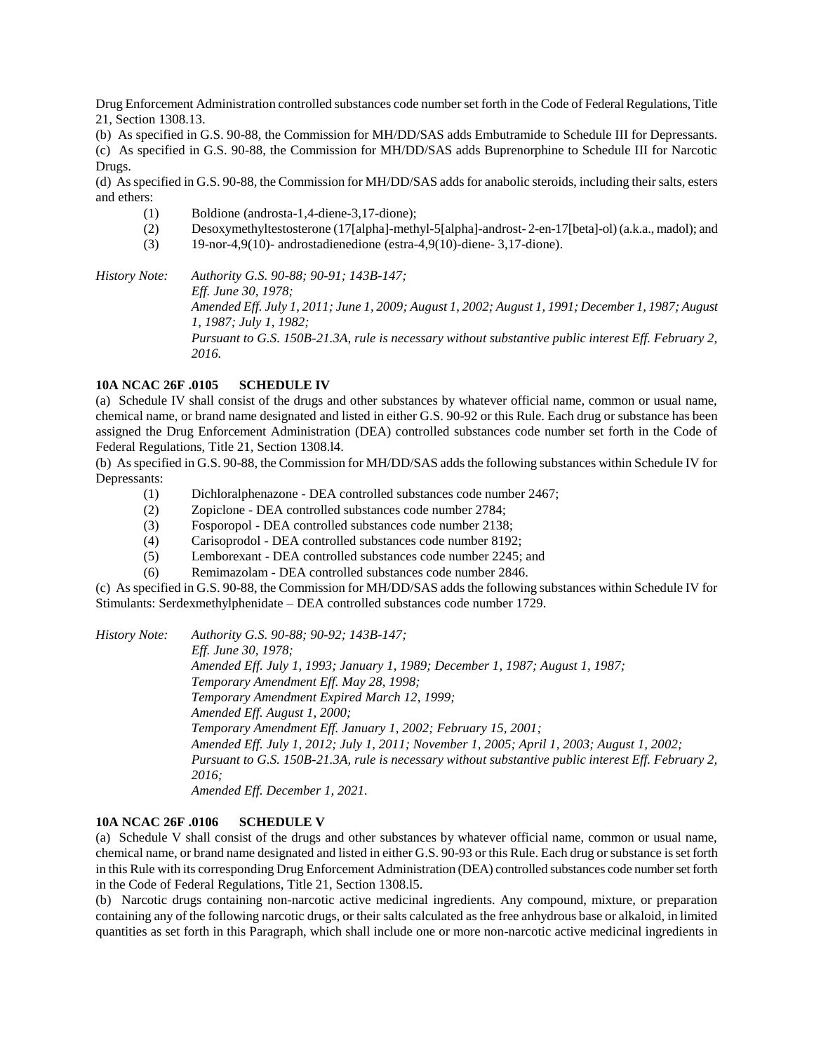Drug Enforcement Administration controlled substances code number set forth in the Code of Federal Regulations, Title 21, Section 1308.13.

(b) As specified in G.S. 90-88, the Commission for MH/DD/SAS adds Embutramide to Schedule III for Depressants.

(c) As specified in G.S. 90-88, the Commission for MH/DD/SAS adds Buprenorphine to Schedule III for Narcotic Drugs.

(d) As specified in G.S. 90-88, the Commission for MH/DD/SAS adds for anabolic steroids, including their salts, esters and ethers:

(1) Boldione (androsta-1,4-diene-3,17-dione);

(2) Desoxymethyltestosterone (17[alpha]-methyl-5[alpha]-androst- 2-en-17[beta]-ol) (a.k.a., madol); and

(3) 19-nor-4,9(10)- androstadienedione (estra-4,9(10)-diene- 3,17-dione).

*History Note: Authority G.S. 90-88; 90-91; 143B-147;*
*Eff. June 30, 1978;*
*Amended Eff. July 1, 2011; June 1, 2009; August 1, 2002; August 1, 1991; December 1, 1987; August 1, 1987; July 1, 1982;*
*Pursuant to G.S. 150B-21.3A, rule is necessary without substantive public interest Eff. February 2, 2016.*

**10A NCAC 26F .0105 SCHEDULE IV**

(a) Schedule IV shall consist of the drugs and other substances by whatever official name, common or usual name, chemical name, or brand name designated and listed in either G.S. 90-92 or this Rule. Each drug or substance has been assigned the Drug Enforcement Administration (DEA) controlled substances code number set forth in the Code of Federal Regulations, Title 21, Section 1308.l4.

(b) As specified in G.S. 90-88, the Commission for MH/DD/SAS adds the following substances within Schedule IV for Depressants:

(1) Dichloralphenazone - DEA controlled substances code number 2467;

(2) Zopiclone - DEA controlled substances code number 2784;

(3) Fosporopol - DEA controlled substances code number 2138;

(4) Carisoprodol - DEA controlled substances code number 8192;

(5) Lemborexant - DEA controlled substances code number 2245; and

(6) Remimazolam - DEA controlled substances code number 2846.

(c) As specified in G.S. 90-88, the Commission for MH/DD/SAS adds the following substances within Schedule IV for Stimulants: Serdexmethylphenidate – DEA controlled substances code number 1729.

*History Note: Authority G.S. 90-88; 90-92; 143B-147;*
*Eff. June 30, 1978;*
*Amended Eff. July 1, 1993; January 1, 1989; December 1, 1987; August 1, 1987;*
*Temporary Amendment Eff. May 28, 1998;*
*Temporary Amendment Expired March 12, 1999;*
*Amended Eff. August 1, 2000;*
*Temporary Amendment Eff. January 1, 2002; February 15, 2001;*
*Amended Eff. July 1, 2012; July 1, 2011; November 1, 2005; April 1, 2003; August 1, 2002;*
*Pursuant to G.S. 150B-21.3A, rule is necessary without substantive public interest Eff. February 2, 2016;*
*Amended Eff. December 1, 2021.*

**10A NCAC 26F .0106 SCHEDULE V**

(a) Schedule V shall consist of the drugs and other substances by whatever official name, common or usual name, chemical name, or brand name designated and listed in either G.S. 90-93 or this Rule. Each drug or substance is set forth in this Rule with its corresponding Drug Enforcement Administration (DEA) controlled substances code number set forth in the Code of Federal Regulations, Title 21, Section 1308.l5.

(b) Narcotic drugs containing non-narcotic active medicinal ingredients. Any compound, mixture, or preparation containing any of the following narcotic drugs, or their salts calculated as the free anhydrous base or alkaloid, in limited quantities as set forth in this Paragraph, which shall include one or more non-narcotic active medicinal ingredients in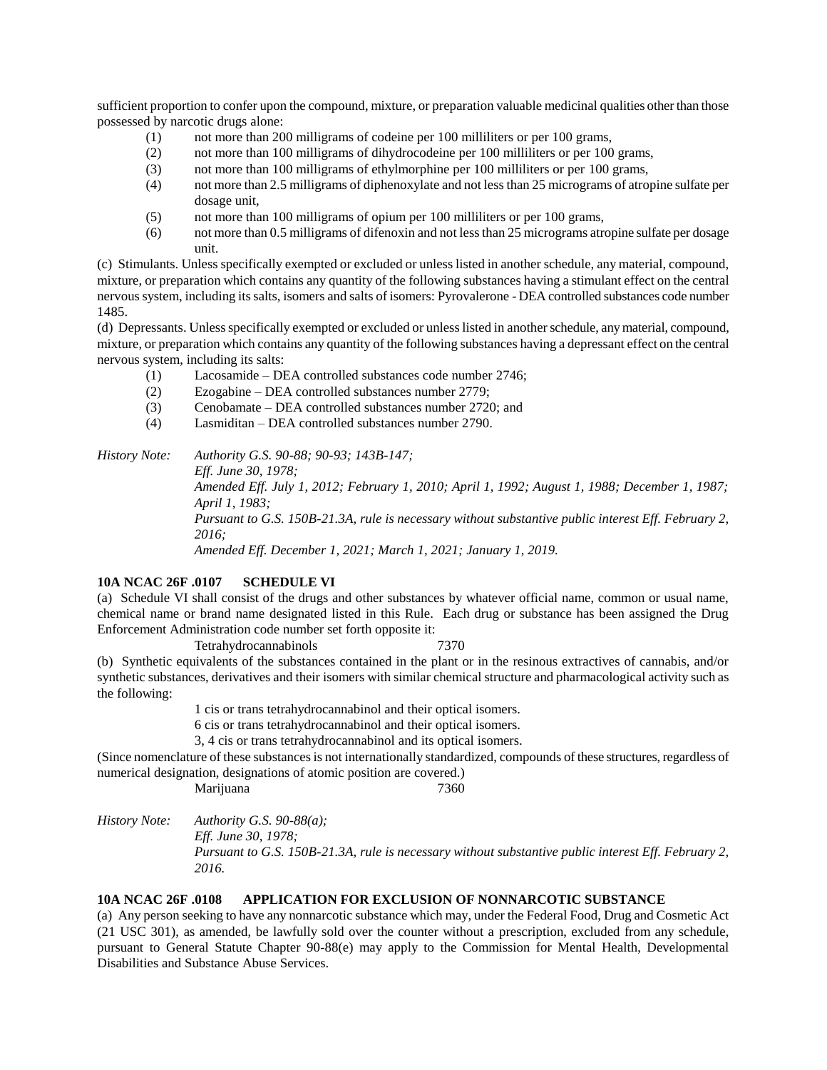sufficient proportion to confer upon the compound, mixture, or preparation valuable medicinal qualities other than those possessed by narcotic drugs alone:

(1) not more than 200 milligrams of codeine per 100 milliliters or per 100 grams,

(2) not more than 100 milligrams of dihydrocodeine per 100 milliliters or per 100 grams,

(3) not more than 100 milligrams of ethylmorphine per 100 milliliters or per 100 grams,

(4) not more than 2.5 milligrams of diphenoxylate and not less than 25 micrograms of atropine sulfate per dosage unit,

(5) not more than 100 milligrams of opium per 100 milliliters or per 100 grams,

(6) not more than 0.5 milligrams of difenoxin and not less than 25 micrograms atropine sulfate per dosage unit.

(c) Stimulants. Unless specifically exempted or excluded or unless listed in another schedule, any material, compound, mixture, or preparation which contains any quantity of the following substances having a stimulant effect on the central nervous system, including its salts, isomers and salts of isomers: Pyrovalerone - DEA controlled substances code number 1485.

(d) Depressants. Unless specifically exempted or excluded or unless listed in another schedule, any material, compound, mixture, or preparation which contains any quantity of the following substances having a depressant effect on the central nervous system, including its salts:

(1) Lacosamide – DEA controlled substances code number 2746;

(2) Ezogabine – DEA controlled substances number 2779;

(3) Cenobamate – DEA controlled substances number 2720; and

(4) Lasmiditan – DEA controlled substances number 2790.

*History Note: Authority G.S. 90-88; 90-93; 143B-147;*
*Eff. June 30, 1978;*
*Amended Eff. July 1, 2012; February 1, 2010; April 1, 1992; August 1, 1988; December 1, 1987; April 1, 1983;*
*Pursuant to G.S. 150B-21.3A, rule is necessary without substantive public interest Eff. February 2, 2016;*
*Amended Eff. December 1, 2021; March 1, 2021; January 1, 2019.*

**10A NCAC 26F .0107 SCHEDULE VI**

(a) Schedule VI shall consist of the drugs and other substances by whatever official name, common or usual name, chemical name or brand name designated listed in this Rule. Each drug or substance has been assigned the Drug Enforcement Administration code number set forth opposite it:

Tetrahydrocannabinols 7370

(b) Synthetic equivalents of the substances contained in the plant or in the resinous extractives of cannabis, and/or synthetic substances, derivatives and their isomers with similar chemical structure and pharmacological activity such as the following:

1 cis or trans tetrahydrocannabinol and their optical isomers.

6 cis or trans tetrahydrocannabinol and their optical isomers.

3, 4 cis or trans tetrahydrocannabinol and its optical isomers.

(Since nomenclature of these substances is not internationally standardized, compounds of these structures, regardless of numerical designation, designations of atomic position are covered.)

Marijuana 7360

*History Note: Authority G.S. 90-88(a);*
*Eff. June 30, 1978;*
*Pursuant to G.S. 150B-21.3A, rule is necessary without substantive public interest Eff. February 2, 2016.*

**10A NCAC 26F .0108 APPLICATION FOR EXCLUSION OF NONNARCOTIC SUBSTANCE**

(a) Any person seeking to have any nonnarcotic substance which may, under the Federal Food, Drug and Cosmetic Act (21 USC 301), as amended, be lawfully sold over the counter without a prescription, excluded from any schedule, pursuant to General Statute Chapter 90-88(e) may apply to the Commission for Mental Health, Developmental Disabilities and Substance Abuse Services.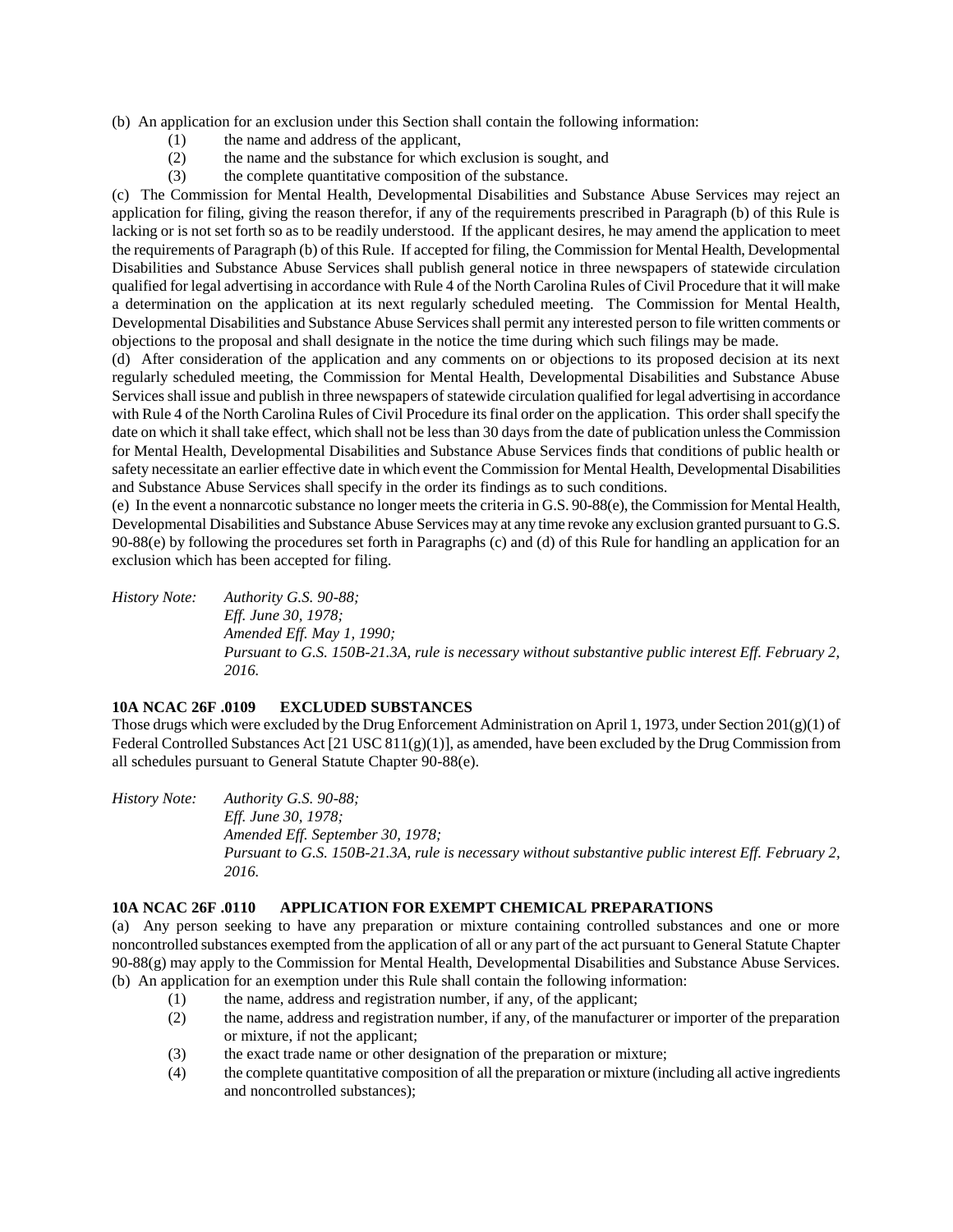(b) An application for an exclusion under this Section shall contain the following information:

(1) the name and address of the applicant,

(2) the name and the substance for which exclusion is sought, and

(3) the complete quantitative composition of the substance.

(c) The Commission for Mental Health, Developmental Disabilities and Substance Abuse Services may reject an application for filing, giving the reason therefor, if any of the requirements prescribed in Paragraph (b) of this Rule is lacking or is not set forth so as to be readily understood. If the applicant desires, he may amend the application to meet the requirements of Paragraph (b) of this Rule. If accepted for filing, the Commission for Mental Health, Developmental Disabilities and Substance Abuse Services shall publish general notice in three newspapers of statewide circulation qualified for legal advertising in accordance with Rule 4 of the North Carolina Rules of Civil Procedure that it will make a determination on the application at its next regularly scheduled meeting. The Commission for Mental Health, Developmental Disabilities and Substance Abuse Services shall permit any interested person to file written comments or objections to the proposal and shall designate in the notice the time during which such filings may be made.

(d) After consideration of the application and any comments on or objections to its proposed decision at its next regularly scheduled meeting, the Commission for Mental Health, Developmental Disabilities and Substance Abuse Services shall issue and publish in three newspapers of statewide circulation qualified for legal advertising in accordance with Rule 4 of the North Carolina Rules of Civil Procedure its final order on the application. This order shall specify the date on which it shall take effect, which shall not be less than 30 days from the date of publication unless the Commission for Mental Health, Developmental Disabilities and Substance Abuse Services finds that conditions of public health or safety necessitate an earlier effective date in which event the Commission for Mental Health, Developmental Disabilities and Substance Abuse Services shall specify in the order its findings as to such conditions.

(e) In the event a nonnarcotic substance no longer meets the criteria in G.S. 90-88(e), the Commission for Mental Health, Developmental Disabilities and Substance Abuse Services may at any time revoke any exclusion granted pursuant to G.S. 90-88(e) by following the procedures set forth in Paragraphs (c) and (d) of this Rule for handling an application for an exclusion which has been accepted for filing.

*History Note: Authority G.S. 90-88;*
*Eff. June 30, 1978;*
*Amended Eff. May 1, 1990;*
*Pursuant to G.S. 150B-21.3A, rule is necessary without substantive public interest Eff. February 2, 2016.*

**10A NCAC 26F .0109 EXCLUDED SUBSTANCES**

Those drugs which were excluded by the Drug Enforcement Administration on April 1, 1973, under Section 201(g)(1) of Federal Controlled Substances Act [21 USC 811(g)(1)], as amended, have been excluded by the Drug Commission from all schedules pursuant to General Statute Chapter 90-88(e).

*History Note: Authority G.S. 90-88;*
*Eff. June 30, 1978;*
*Amended Eff. September 30, 1978;*
*Pursuant to G.S. 150B-21.3A, rule is necessary without substantive public interest Eff. February 2, 2016.*

**10A NCAC 26F .0110 APPLICATION FOR EXEMPT CHEMICAL PREPARATIONS**

(a) Any person seeking to have any preparation or mixture containing controlled substances and one or more noncontrolled substances exempted from the application of all or any part of the act pursuant to General Statute Chapter 90-88(g) may apply to the Commission for Mental Health, Developmental Disabilities and Substance Abuse Services.

(b) An application for an exemption under this Rule shall contain the following information:

(1) the name, address and registration number, if any, of the applicant;

(2) the name, address and registration number, if any, of the manufacturer or importer of the preparation or mixture, if not the applicant;

(3) the exact trade name or other designation of the preparation or mixture;

(4) the complete quantitative composition of all the preparation or mixture (including all active ingredients and noncontrolled substances);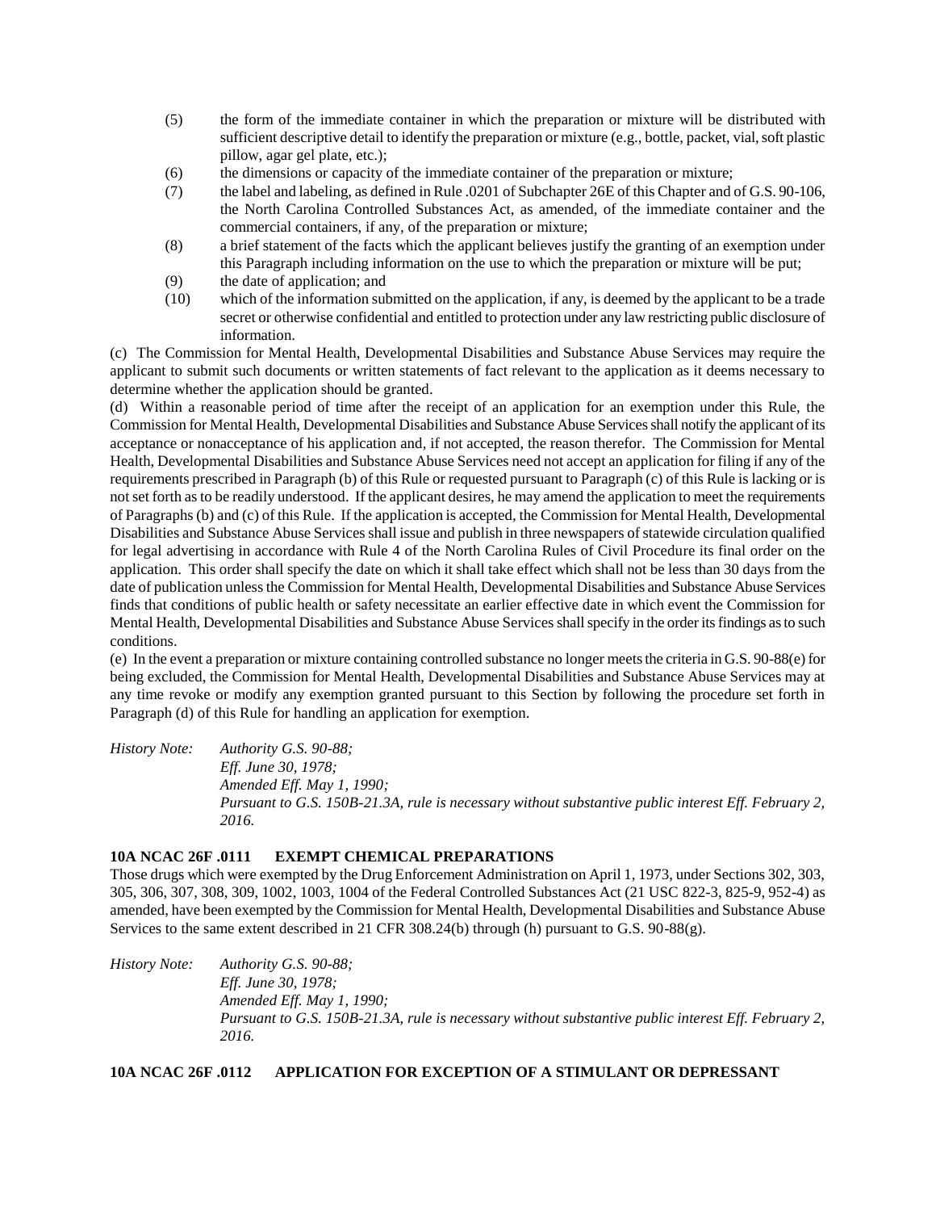(5) the form of the immediate container in which the preparation or mixture will be distributed with sufficient descriptive detail to identify the preparation or mixture (e.g., bottle, packet, vial, soft plastic pillow, agar gel plate, etc.);

(6) the dimensions or capacity of the immediate container of the preparation or mixture;

(7) the label and labeling, as defined in Rule .0201 of Subchapter 26E of this Chapter and of G.S. 90-106, the North Carolina Controlled Substances Act, as amended, of the immediate container and the commercial containers, if any, of the preparation or mixture;

(8) a brief statement of the facts which the applicant believes justify the granting of an exemption under this Paragraph including information on the use to which the preparation or mixture will be put;

(9) the date of application; and

(10) which of the information submitted on the application, if any, is deemed by the applicant to be a trade secret or otherwise confidential and entitled to protection under any law restricting public disclosure of information.

(c) The Commission for Mental Health, Developmental Disabilities and Substance Abuse Services may require the applicant to submit such documents or written statements of fact relevant to the application as it deems necessary to determine whether the application should be granted.

(d) Within a reasonable period of time after the receipt of an application for an exemption under this Rule, the Commission for Mental Health, Developmental Disabilities and Substance Abuse Services shall notify the applicant of its acceptance or nonacceptance of his application and, if not accepted, the reason therefor. The Commission for Mental Health, Developmental Disabilities and Substance Abuse Services need not accept an application for filing if any of the requirements prescribed in Paragraph (b) of this Rule or requested pursuant to Paragraph (c) of this Rule is lacking or is not set forth as to be readily understood. If the applicant desires, he may amend the application to meet the requirements of Paragraphs (b) and (c) of this Rule. If the application is accepted, the Commission for Mental Health, Developmental Disabilities and Substance Abuse Services shall issue and publish in three newspapers of statewide circulation qualified for legal advertising in accordance with Rule 4 of the North Carolina Rules of Civil Procedure its final order on the application. This order shall specify the date on which it shall take effect which shall not be less than 30 days from the date of publication unless the Commission for Mental Health, Developmental Disabilities and Substance Abuse Services finds that conditions of public health or safety necessitate an earlier effective date in which event the Commission for Mental Health, Developmental Disabilities and Substance Abuse Services shall specify in the order its findings as to such conditions.

(e) In the event a preparation or mixture containing controlled substance no longer meets the criteria in G.S. 90-88(e) for being excluded, the Commission for Mental Health, Developmental Disabilities and Substance Abuse Services may at any time revoke or modify any exemption granted pursuant to this Section by following the procedure set forth in Paragraph (d) of this Rule for handling an application for exemption.

*History Note: Authority G.S. 90-88;*
*Eff. June 30, 1978;*
*Amended Eff. May 1, 1990;*
*Pursuant to G.S. 150B-21.3A, rule is necessary without substantive public interest Eff. February 2, 2016.*

**10A NCAC 26F .0111 EXEMPT CHEMICAL PREPARATIONS**

Those drugs which were exempted by the Drug Enforcement Administration on April 1, 1973, under Sections 302, 303, 305, 306, 307, 308, 309, 1002, 1003, 1004 of the Federal Controlled Substances Act (21 USC 822-3, 825-9, 952-4) as amended, have been exempted by the Commission for Mental Health, Developmental Disabilities and Substance Abuse Services to the same extent described in 21 CFR 308.24(b) through (h) pursuant to G.S. 90-88(g).

*History Note: Authority G.S. 90-88;*
*Eff. June 30, 1978;*
*Amended Eff. May 1, 1990;*
*Pursuant to G.S. 150B-21.3A, rule is necessary without substantive public interest Eff. February 2, 2016.*

**10A NCAC 26F .0112 APPLICATION FOR EXCEPTION OF A STIMULANT OR DEPRESSANT**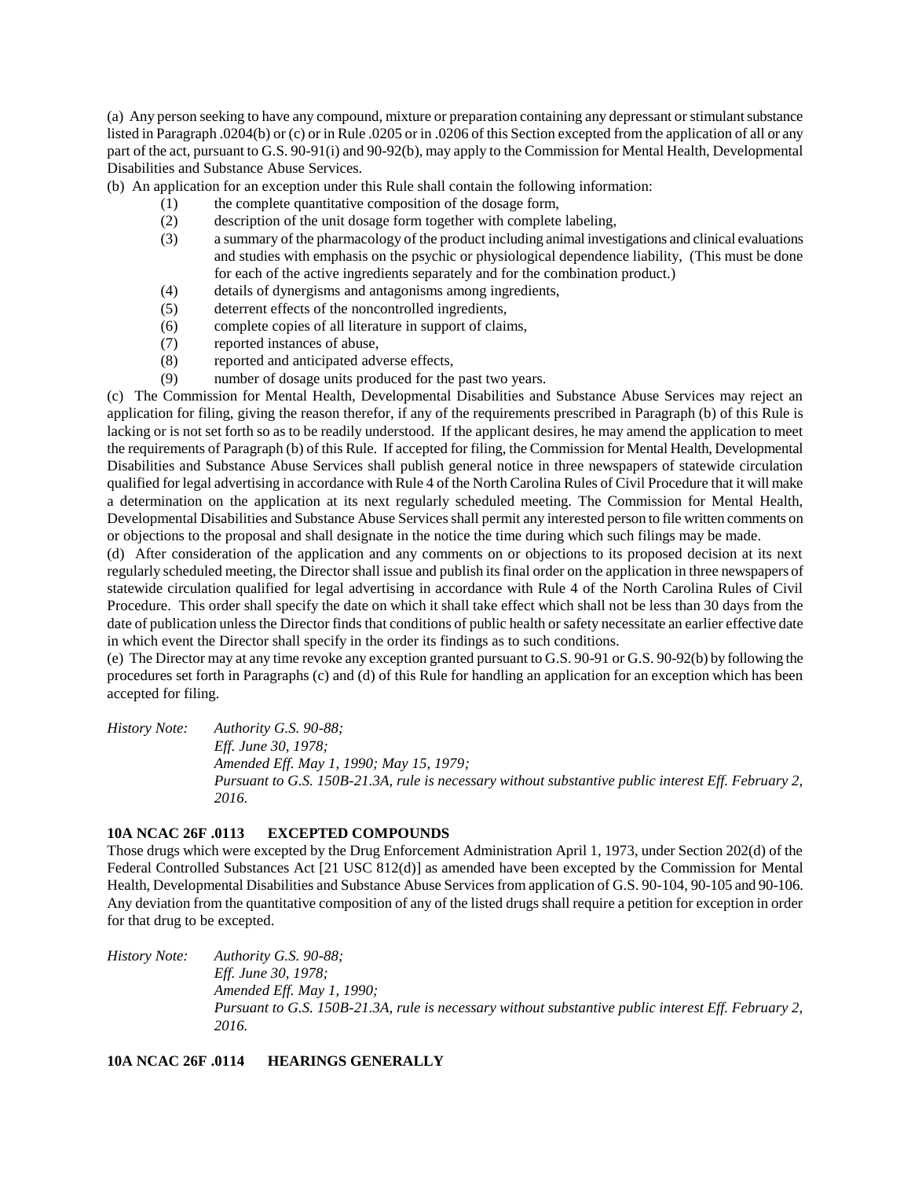(a) Any person seeking to have any compound, mixture or preparation containing any depressant or stimulant substance listed in Paragraph .0204(b) or (c) or in Rule .0205 or in .0206 of this Section excepted from the application of all or any part of the act, pursuant to G.S. 90-91(i) and 90-92(b), may apply to the Commission for Mental Health, Developmental Disabilities and Substance Abuse Services.

(b) An application for an exception under this Rule shall contain the following information:

- (1) the complete quantitative composition of the dosage form,
- (2) description of the unit dosage form together with complete labeling,
- (3) a summary of the pharmacology of the product including animal investigations and clinical evaluations and studies with emphasis on the psychic or physiological dependence liability, (This must be done for each of the active ingredients separately and for the combination product.)
- (4) details of dynergisms and antagonisms among ingredients,
- (5) deterrent effects of the noncontrolled ingredients,
- (6) complete copies of all literature in support of claims,
- (7) reported instances of abuse,
- (8) reported and anticipated adverse effects,
- (9) number of dosage units produced for the past two years.

(c) The Commission for Mental Health, Developmental Disabilities and Substance Abuse Services may reject an application for filing, giving the reason therefor, if any of the requirements prescribed in Paragraph (b) of this Rule is lacking or is not set forth so as to be readily understood. If the applicant desires, he may amend the application to meet the requirements of Paragraph (b) of this Rule. If accepted for filing, the Commission for Mental Health, Developmental Disabilities and Substance Abuse Services shall publish general notice in three newspapers of statewide circulation qualified for legal advertising in accordance with Rule 4 of the North Carolina Rules of Civil Procedure that it will make a determination on the application at its next regularly scheduled meeting. The Commission for Mental Health, Developmental Disabilities and Substance Abuse Services shall permit any interested person to file written comments on or objections to the proposal and shall designate in the notice the time during which such filings may be made.

(d) After consideration of the application and any comments on or objections to its proposed decision at its next regularly scheduled meeting, the Director shall issue and publish its final order on the application in three newspapers of statewide circulation qualified for legal advertising in accordance with Rule 4 of the North Carolina Rules of Civil Procedure. This order shall specify the date on which it shall take effect which shall not be less than 30 days from the date of publication unless the Director finds that conditions of public health or safety necessitate an earlier effective date in which event the Director shall specify in the order its findings as to such conditions.

(e) The Director may at any time revoke any exception granted pursuant to G.S. 90-91 or G.S. 90-92(b) by following the procedures set forth in Paragraphs (c) and (d) of this Rule for handling an application for an exception which has been accepted for filing.

*History Note: Authority G.S. 90-88;*
*Eff. June 30, 1978;*
*Amended Eff. May 1, 1990; May 15, 1979;*
*Pursuant to G.S. 150B-21.3A, rule is necessary without substantive public interest Eff. February 2, 2016.*

**10A NCAC 26F .0113 EXCEPTED COMPOUNDS**

Those drugs which were excepted by the Drug Enforcement Administration April 1, 1973, under Section 202(d) of the Federal Controlled Substances Act [21 USC 812(d)] as amended have been excepted by the Commission for Mental Health, Developmental Disabilities and Substance Abuse Services from application of G.S. 90-104, 90-105 and 90-106. Any deviation from the quantitative composition of any of the listed drugs shall require a petition for exception in order for that drug to be excepted.

*History Note: Authority G.S. 90-88;*
*Eff. June 30, 1978;*
*Amended Eff. May 1, 1990;*
*Pursuant to G.S. 150B-21.3A, rule is necessary without substantive public interest Eff. February 2, 2016.*

**10A NCAC 26F .0114 HEARINGS GENERALLY**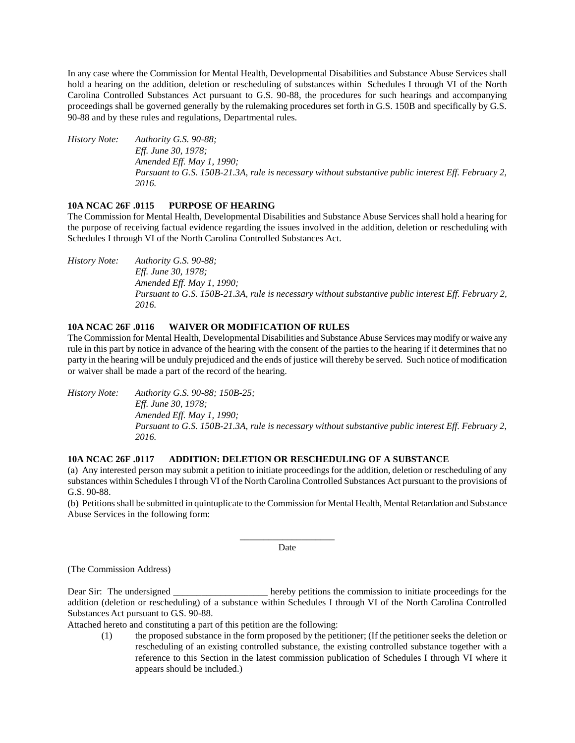In any case where the Commission for Mental Health, Developmental Disabilities and Substance Abuse Services shall hold a hearing on the addition, deletion or rescheduling of substances within Schedules I through VI of the North Carolina Controlled Substances Act pursuant to G.S. 90-88, the procedures for such hearings and accompanying proceedings shall be governed generally by the rulemaking procedures set forth in G.S. 150B and specifically by G.S. 90-88 and by these rules and regulations, Departmental rules.

*History Note: Authority G.S. 90-88;*
*Eff. June 30, 1978;*
*Amended Eff. May 1, 1990;*
*Pursuant to G.S. 150B-21.3A, rule is necessary without substantive public interest Eff. February 2, 2016.*

**10A NCAC 26F .0115 PURPOSE OF HEARING**

The Commission for Mental Health, Developmental Disabilities and Substance Abuse Services shall hold a hearing for the purpose of receiving factual evidence regarding the issues involved in the addition, deletion or rescheduling with Schedules I through VI of the North Carolina Controlled Substances Act.

*History Note: Authority G.S. 90-88;*
*Eff. June 30, 1978;*
*Amended Eff. May 1, 1990;*
*Pursuant to G.S. 150B-21.3A, rule is necessary without substantive public interest Eff. February 2, 2016.*

**10A NCAC 26F .0116 WAIVER OR MODIFICATION OF RULES**

The Commission for Mental Health, Developmental Disabilities and Substance Abuse Services may modify or waive any rule in this part by notice in advance of the hearing with the consent of the parties to the hearing if it determines that no party in the hearing will be unduly prejudiced and the ends of justice will thereby be served. Such notice of modification or waiver shall be made a part of the record of the hearing.

*History Note: Authority G.S. 90-88; 150B-25;*
*Eff. June 30, 1978;*
*Amended Eff. May 1, 1990;*
*Pursuant to G.S. 150B-21.3A, rule is necessary without substantive public interest Eff. February 2, 2016.*

**10A NCAC 26F .0117 ADDITION: DELETION OR RESCHEDULING OF A SUBSTANCE**

(a) Any interested person may submit a petition to initiate proceedings for the addition, deletion or rescheduling of any substances within Schedules I through VI of the North Carolina Controlled Substances Act pursuant to the provisions of G.S. 90-88.

(b) Petitions shall be submitted in quintuplicate to the Commission for Mental Health, Mental Retardation and Substance Abuse Services in the following form:

\_\_\_\_\_\_\_\_\_\_\_\_\_\_\_\_\_\_\_\_
Date

(The Commission Address)

Dear Sir: The undersigned \_\_\_\_\_\_\_\_\_\_\_\_\_\_\_\_\_\_\_\_ hereby petitions the commission to initiate proceedings for the addition (deletion or rescheduling) of a substance within Schedules I through VI of the North Carolina Controlled Substances Act pursuant to G.S. 90-88.

Attached hereto and constituting a part of this petition are the following:

(1) the proposed substance in the form proposed by the petitioner; (If the petitioner seeks the deletion or rescheduling of an existing controlled substance, the existing controlled substance together with a reference to this Section in the latest commission publication of Schedules I through VI where it appears should be included.)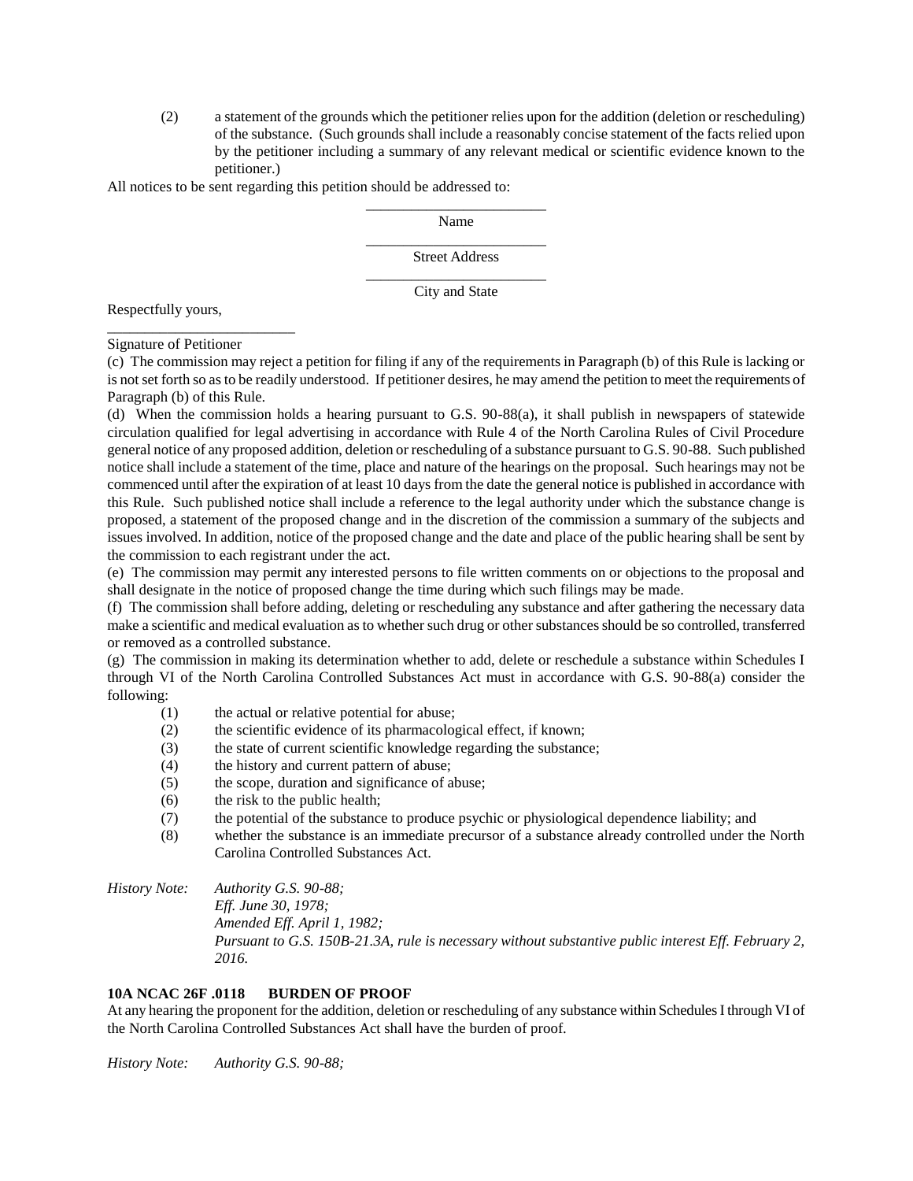(2) a statement of the grounds which the petitioner relies upon for the addition (deletion or rescheduling) of the substance. (Such grounds shall include a reasonably concise statement of the facts relied upon by the petitioner including a summary of any relevant medical or scientific evidence known to the petitioner.)

All notices to be sent regarding this petition should be addressed to:

\_\_\_\_\_\_\_\_\_\_\_\_\_\_\_\_\_\_\_\_\_\_\_\_
Name

\_\_\_\_\_\_\_\_\_\_\_\_\_\_\_\_\_\_\_\_\_\_\_\_
Street Address

\_\_\_\_\_\_\_\_\_\_\_\_\_\_\_\_\_\_\_\_\_\_\_\_
City and State

Respectfully yours,

\_\_\_\_\_\_\_\_\_\_\_\_\_\_\_\_\_\_\_\_\_\_\_\_
Signature of Petitioner

(c) The commission may reject a petition for filing if any of the requirements in Paragraph (b) of this Rule is lacking or is not set forth so as to be readily understood. If petitioner desires, he may amend the petition to meet the requirements of Paragraph (b) of this Rule.

(d) When the commission holds a hearing pursuant to G.S. 90-88(a), it shall publish in newspapers of statewide circulation qualified for legal advertising in accordance with Rule 4 of the North Carolina Rules of Civil Procedure general notice of any proposed addition, deletion or rescheduling of a substance pursuant to G.S. 90-88. Such published notice shall include a statement of the time, place and nature of the hearings on the proposal. Such hearings may not be commenced until after the expiration of at least 10 days from the date the general notice is published in accordance with this Rule. Such published notice shall include a reference to the legal authority under which the substance change is proposed, a statement of the proposed change and in the discretion of the commission a summary of the subjects and issues involved. In addition, notice of the proposed change and the date and place of the public hearing shall be sent by the commission to each registrant under the act.

(e) The commission may permit any interested persons to file written comments on or objections to the proposal and shall designate in the notice of proposed change the time during which such filings may be made.

(f) The commission shall before adding, deleting or rescheduling any substance and after gathering the necessary data make a scientific and medical evaluation as to whether such drug or other substances should be so controlled, transferred or removed as a controlled substance.

(g) The commission in making its determination whether to add, delete or reschedule a substance within Schedules I through VI of the North Carolina Controlled Substances Act must in accordance with G.S. 90-88(a) consider the following:

(1) the actual or relative potential for abuse;
(2) the scientific evidence of its pharmacological effect, if known;
(3) the state of current scientific knowledge regarding the substance;
(4) the history and current pattern of abuse;
(5) the scope, duration and significance of abuse;
(6) the risk to the public health;
(7) the potential of the substance to produce psychic or physiological dependence liability; and
(8) whether the substance is an immediate precursor of a substance already controlled under the North Carolina Controlled Substances Act.

*History Note: Authority G.S. 90-88;*
*Eff. June 30, 1978;*
*Amended Eff. April 1, 1982;*
*Pursuant to G.S. 150B-21.3A, rule is necessary without substantive public interest Eff. February 2, 2016.*

**10A NCAC 26F .0118 BURDEN OF PROOF**

At any hearing the proponent for the addition, deletion or rescheduling of any substance within Schedules I through VI of the North Carolina Controlled Substances Act shall have the burden of proof.

*History Note: Authority G.S. 90-88;*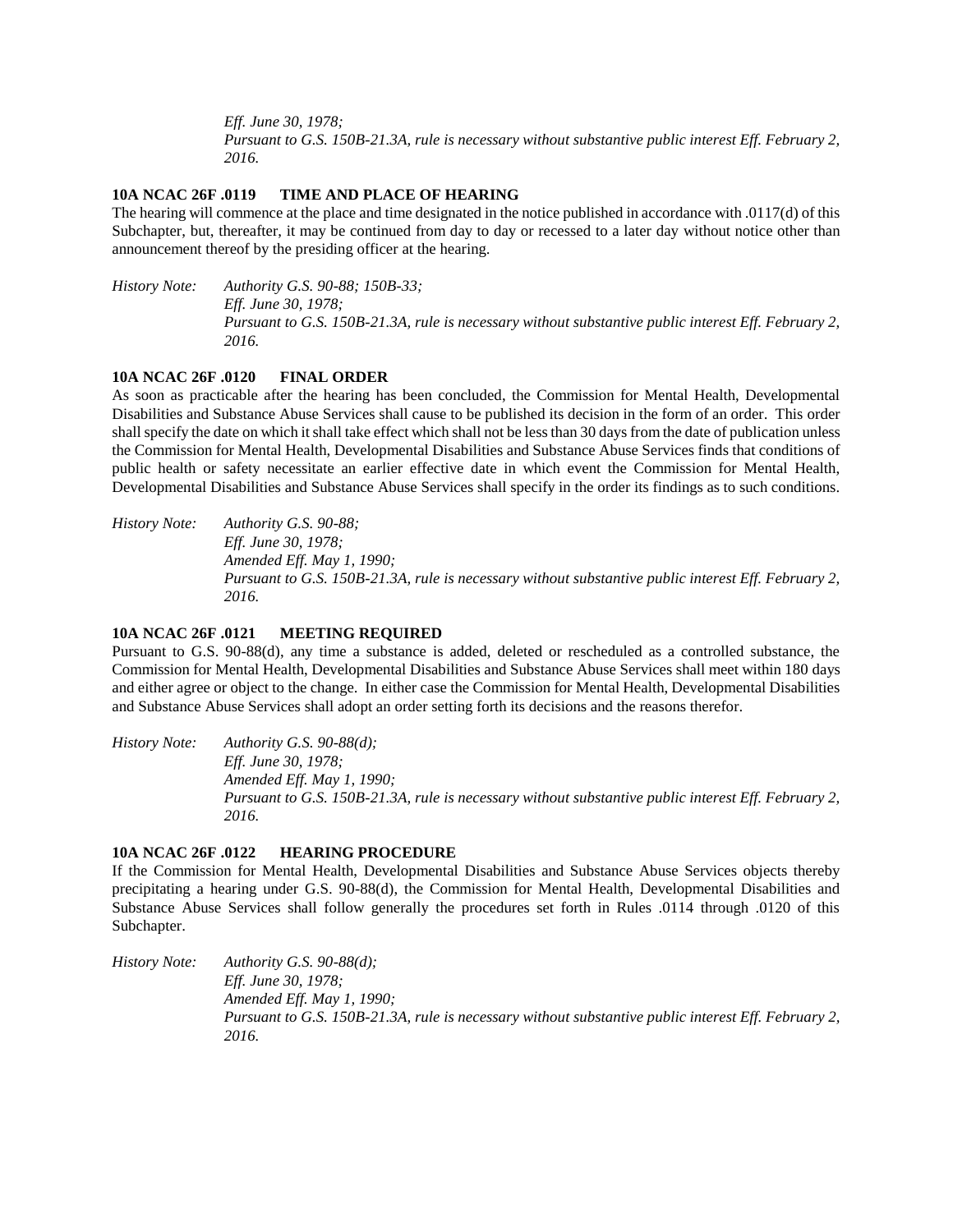*Eff. June 30, 1978;*
*Pursuant to G.S. 150B-21.3A, rule is necessary without substantive public interest Eff. February 2, 2016.*

**10A NCAC 26F .0119 TIME AND PLACE OF HEARING**

The hearing will commence at the place and time designated in the notice published in accordance with .0117(d) of this Subchapter, but, thereafter, it may be continued from day to day or recessed to a later day without notice other than announcement thereof by the presiding officer at the hearing.

*History Note: Authority G.S. 90-88; 150B-33;*
*Eff. June 30, 1978;*
*Pursuant to G.S. 150B-21.3A, rule is necessary without substantive public interest Eff. February 2, 2016.*

**10A NCAC 26F .0120 FINAL ORDER**

As soon as practicable after the hearing has been concluded, the Commission for Mental Health, Developmental Disabilities and Substance Abuse Services shall cause to be published its decision in the form of an order. This order shall specify the date on which it shall take effect which shall not be less than 30 days from the date of publication unless the Commission for Mental Health, Developmental Disabilities and Substance Abuse Services finds that conditions of public health or safety necessitate an earlier effective date in which event the Commission for Mental Health, Developmental Disabilities and Substance Abuse Services shall specify in the order its findings as to such conditions.

*History Note: Authority G.S. 90-88;*
*Eff. June 30, 1978;*
*Amended Eff. May 1, 1990;*
*Pursuant to G.S. 150B-21.3A, rule is necessary without substantive public interest Eff. February 2, 2016.*

**10A NCAC 26F .0121 MEETING REQUIRED**

Pursuant to G.S. 90-88(d), any time a substance is added, deleted or rescheduled as a controlled substance, the Commission for Mental Health, Developmental Disabilities and Substance Abuse Services shall meet within 180 days and either agree or object to the change. In either case the Commission for Mental Health, Developmental Disabilities and Substance Abuse Services shall adopt an order setting forth its decisions and the reasons therefor.

*History Note: Authority G.S. 90-88(d);*
*Eff. June 30, 1978;*
*Amended Eff. May 1, 1990;*
*Pursuant to G.S. 150B-21.3A, rule is necessary without substantive public interest Eff. February 2, 2016.*

**10A NCAC 26F .0122 HEARING PROCEDURE**

If the Commission for Mental Health, Developmental Disabilities and Substance Abuse Services objects thereby precipitating a hearing under G.S. 90-88(d), the Commission for Mental Health, Developmental Disabilities and Substance Abuse Services shall follow generally the procedures set forth in Rules .0114 through .0120 of this Subchapter.

*History Note: Authority G.S. 90-88(d);*
*Eff. June 30, 1978;*
*Amended Eff. May 1, 1990;*
*Pursuant to G.S. 150B-21.3A, rule is necessary without substantive public interest Eff. February 2, 2016.*